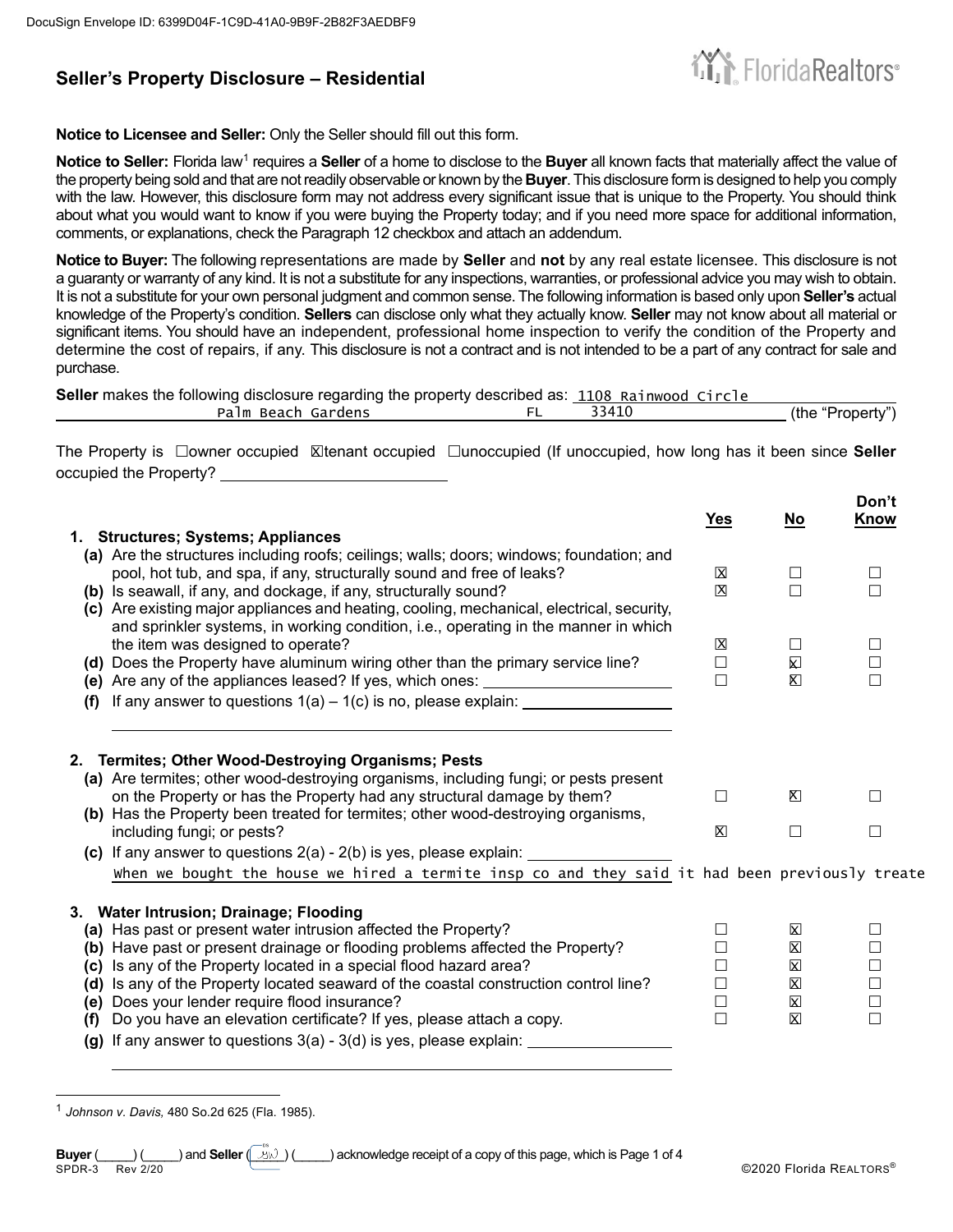DocuSign Envelope ID: 6399D04F-1C9D-41A0-9B9F-2B82F3AEDBF9

# Seller's Property Disclosure – Residential

**Notice to Licensee and Seller:** Only the Seller should fill out this form.

**Notice to Seller:** Florida law[1] requires a **Seller** of a home to disclose to the **Buyer** all known facts that materially affect the value of the property being sold and that are not readily observable or known by the **Buyer**. This disclosure form is designed to help you comply with the law. However, this disclosure form may not address every significant issue that is unique to the Property. You should think about what you would want to know if you were buying the Property today; and if you need more space for additional information, comments, or explanations, check the Paragraph 12 checkbox and attach an addendum.

**Notice to Buyer:** The following representations are made by **Seller** and **not** by any real estate licensee. This disclosure is not a guaranty or warranty of any kind. It is not a substitute for any inspections, warranties, or professional advice you may wish to obtain. It is not a substitute for your own personal judgment and common sense. The following information is based only upon **Seller's** actual knowledge of the Property's condition. **Sellers** can disclose only what they actually know. **Seller** may not know about all material or significant items. You should have an independent, professional home inspection to verify the condition of the Property and determine the cost of repairs, if any. This disclosure is not a contract and is not intended to be a part of any contract for sale and purchase.

**Seller** makes the following disclosure regarding the property described as: 1108 Rainwood Circle Palm Beach Gardens FL 33410 (the "Property")

The Property is ☐ owner occupied ☒ tenant occupied ☐ unoccupied (If unoccupied, how long has it been since **Seller** occupied the Property? ______________)

| | Yes | No | Don't Know |
|---|---|---|---|
| **1. Structures; Systems; Appliances** | | | |
| **(a)** Are the structures including roofs; ceilings; walls; doors; windows; foundation; and pool, hot tub, and spa, if any, structurally sound and free of leaks? | ☒ | ☐ | ☐ |
| **(b)** Is seawall, if any, and dockage, if any, structurally sound? | ☒ | ☐ | ☐ |
| **(c)** Are existing major appliances and heating, cooling, mechanical, electrical, security, and sprinkler systems, in working condition, i.e., operating in the manner in which the item was designed to operate? | ☒ | ☐ | ☐ |
| **(d)** Does the Property have aluminum wiring other than the primary service line? | ☐ | ☒ | ☐ |
| **(e)** Are any of the appliances leased? If yes, which ones: ______________ | ☐ | ☒ | ☐ |
| **(f)** If any answer to questions 1(a) – 1(c) is no, please explain: ______________ | | | |
| **2. Termites; Other Wood-Destroying Organisms; Pests** | | | |
| **(a)** Are termites; other wood-destroying organisms, including fungi; or pests present on the Property or has the Property had any structural damage by them? | ☐ | ☒ | ☐ |
| **(b)** Has the Property been treated for termites; other wood-destroying organisms, including fungi; or pests? | ☒ | ☐ | ☐ |
| **(c)** If any answer to questions 2(a) - 2(b) is yes, please explain: When we bought the house we hired a termite insp co and they said it had been previously treate | | | |
| **3. Water Intrusion; Drainage; Flooding** | | | |
| **(a)** Has past or present water intrusion affected the Property? | ☐ | ☒ | ☐ |
| **(b)** Have past or present drainage or flooding problems affected the Property? | ☐ | ☒ | ☐ |
| **(c)** Is any of the Property located in a special flood hazard area? | ☐ | ☒ | ☐ |
| **(d)** Is any of the Property located seaward of the coastal construction control line? | ☐ | ☒ | ☐ |
| **(e)** Does your lender require flood insurance? | ☐ | ☒ | ☐ |
| **(f)** Do you have an elevation certificate? If yes, please attach a copy. | ☐ | ☒ | ☐ |
| **(g)** If any answer to questions 3(a) - 3(d) is yes, please explain: ______________ | | | |

[1] *Johnson v. Davis,* 480 So.2d 625 (Fla. 1985).

**Buyer** (_____) (_____) and **Seller** (_____) (_____) acknowledge receipt of a copy of this page, which is Page 1 of 4

SPDR-3 Rev 2/20 ©2020 Florida REALTORS®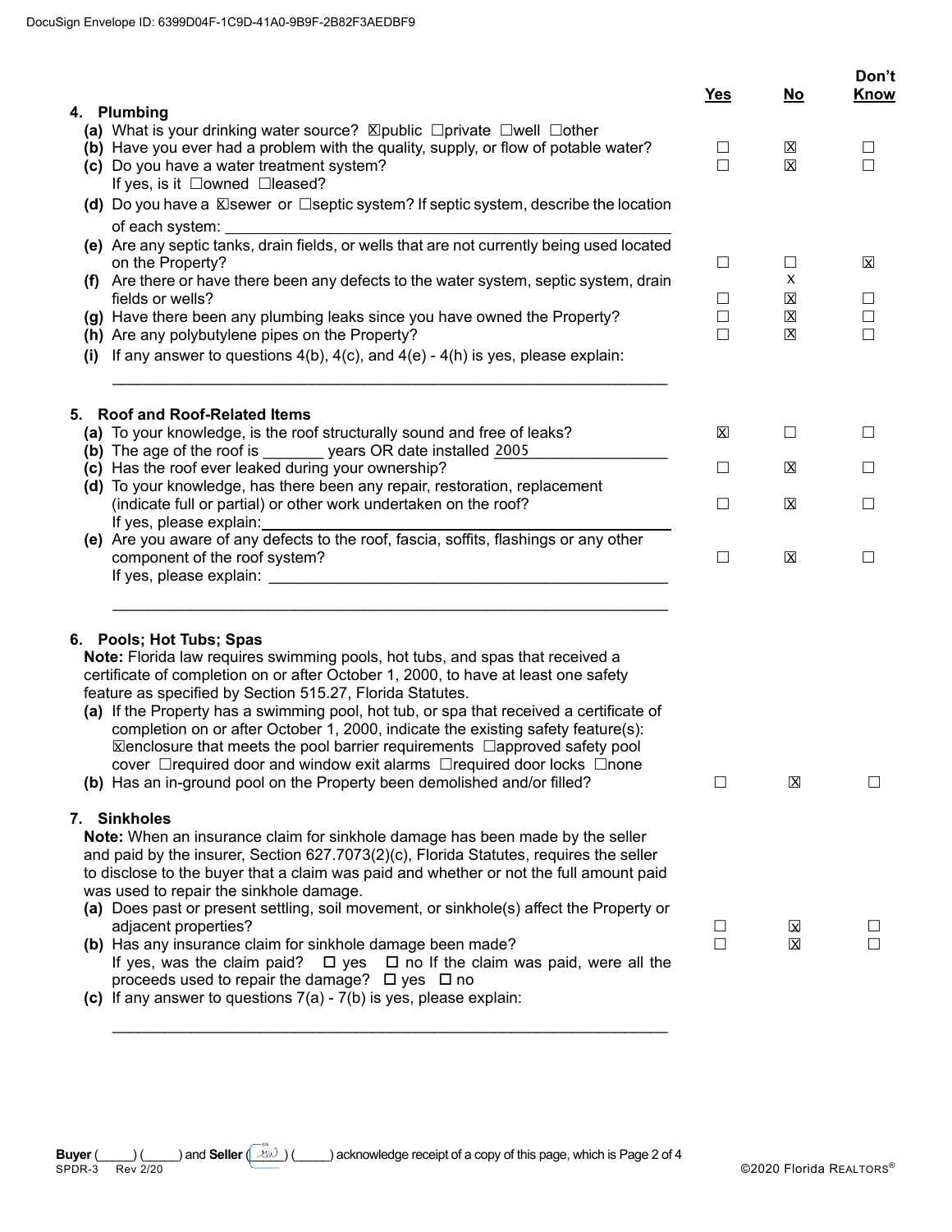DocuSign Envelope ID: 6399D04F-1C9D-41A0-9B9F-2B82F3AEDBF9

| | Yes | No | Don't Know |
|---|---|---|---|
| **4. Plumbing** | | | |
| **(a)** What is your drinking water source? ☒public ☐private ☐well ☐other | | | |
| **(b)** Have you ever had a problem with the quality, supply, or flow of potable water? | ☐ | ☒ | ☐ |
| **(c)** Do you have a water treatment system? If yes, is it ☐owned ☐leased? | ☐ | ☒ | ☐ |
| **(d)** Do you have a ☒sewer or ☐septic system? If septic system, describe the location of each system: ______ | | | |
| **(e)** Are any septic tanks, drain fields, or wells that are not currently being used located on the Property? | ☐ | ☐ | ☒ |
| **(f)** Are there or have there been any defects to the water system, septic system, drain fields or wells? | ☐ | x ☒ | ☐ |
| **(g)** Have there been any plumbing leaks since you have owned the Property? | ☐ | ☒ | ☐ |
| **(h)** Are any polybutylene pipes on the Property? | ☐ | ☒ | ☐ |
| **(i)** If any answer to questions 4(b), 4(c), and 4(e) - 4(h) is yes, please explain: ______ | | | |
| **5. Roof and Roof-Related Items** | | | |
| **(a)** To your knowledge, is the roof structurally sound and free of leaks? | ☒ | ☐ | ☐ |
| **(b)** The age of the roof is _______ years OR date installed 2005 | | | |
| **(c)** Has the roof ever leaked during your ownership? | ☐ | ☒ | ☐ |
| **(d)** To your knowledge, has there been any repair, restoration, replacement (indicate full or partial) or other work undertaken on the roof? If yes, please explain: ______ | ☐ | ☒ | ☐ |
| **(e)** Are you aware of any defects to the roof, fascia, soffits, flashings or any other component of the roof system? If yes, please explain: ______ | ☐ | ☒ | ☐ |
| **6. Pools; Hot Tubs; Spas** | | | |
| **Note:** Florida law requires swimming pools, hot tubs, and spas that received a certificate of completion on or after October 1, 2000, to have at least one safety feature as specified by Section 515.27, Florida Statutes. | | | |
| **(a)** If the Property has a swimming pool, hot tub, or spa that received a certificate of completion on or after October 1, 2000, indicate the existing safety feature(s): ☒enclosure that meets the pool barrier requirements ☐approved safety pool cover ☐required door and window exit alarms ☐required door locks ☐none | | | |
| **(b)** Has an in-ground pool on the Property been demolished and/or filled? | ☐ | ☒ | ☐ |
| **7. Sinkholes** | | | |
| **Note:** When an insurance claim for sinkhole damage has been made by the seller and paid by the insurer, Section 627.7073(2)(c), Florida Statutes, requires the seller to disclose to the buyer that a claim was paid and whether or not the full amount paid was used to repair the sinkhole damage. | | | |
| **(a)** Does past or present settling, soil movement, or sinkhole(s) affect the Property or adjacent properties? | ☐ | ☒ | ☐ |
| **(b)** Has any insurance claim for sinkhole damage been made? If yes, was the claim paid? ☐ yes ☐ no If the claim was paid, were all the proceeds used to repair the damage? ☐ yes ☐ no | ☐ | ☒ | ☐ |
| **(c)** If any answer to questions 7(a) - 7(b) is yes, please explain: ______ | | | |

**Buyer** (_____) (_____) and **Seller** (SW) (_____) acknowledge receipt of a copy of this page, which is Page 2 of 4

SPDR-3 Rev 2/20 ©2020 Florida REALTORS®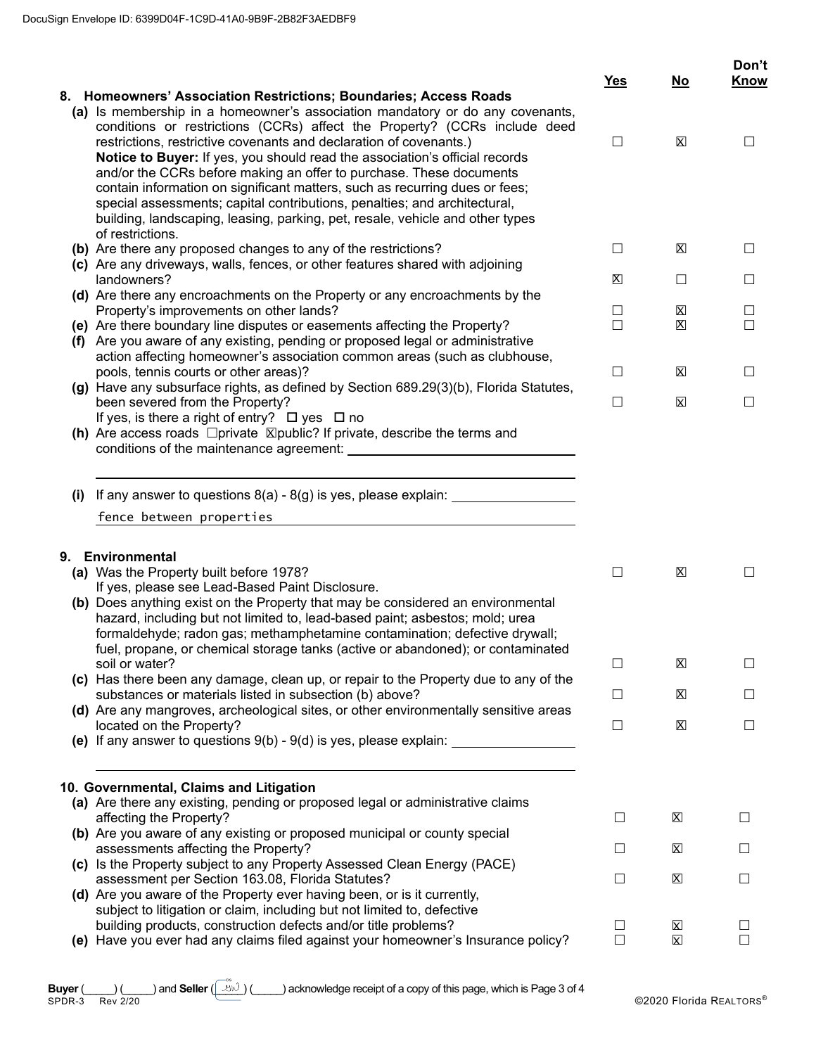| | Yes | No | Don't Know |
|---|---|---|---|
| **8. Homeowners' Association Restrictions; Boundaries; Access Roads** | | | |
| **(a)** Is membership in a homeowner's association mandatory or do any covenants, conditions or restrictions (CCRs) affect the Property? (CCRs include deed restrictions, restrictive covenants and declaration of covenants.) | ☐ | ☒ | ☐ |
| **Notice to Buyer:** If yes, you should read the association's official records and/or the CCRs before making an offer to purchase. These documents contain information on significant matters, such as recurring dues or fees; special assessments; capital contributions, penalties; and architectural, building, landscaping, leasing, parking, pet, resale, vehicle and other types of restrictions. | | | |
| **(b)** Are there any proposed changes to any of the restrictions? | ☐ | ☒ | ☐ |
| **(c)** Are any driveways, walls, fences, or other features shared with adjoining landowners? | ☒ | ☐ | ☐ |
| **(d)** Are there any encroachments on the Property or any encroachments by the Property's improvements on other lands? | ☐ | ☒ | ☐ |
| **(e)** Are there boundary line disputes or easements affecting the Property? | ☐ | ☒ | ☐ |
| **(f)** Are you aware of any existing, pending or proposed legal or administrative action affecting homeowner's association common areas (such as clubhouse, pools, tennis courts or other areas)? | ☐ | ☒ | ☐ |
| **(g)** Have any subsurface rights, as defined by Section 689.29(3)(b), Florida Statutes, been severed from the Property? If yes, is there a right of entry? ☐ yes ☐ no | ☐ | ☒ | ☐ |

**(h)** Are access roads ☐private ☒public? If private, describe the terms and conditions of the maintenance agreement: ______________________________

**(i)** If any answer to questions 8(a) - 8(g) is yes, please explain: fence between properties

| | Yes | No | Don't Know |
|---|---|---|---|
| **9. Environmental** | | | |
| **(a)** Was the Property built before 1978? If yes, please see Lead-Based Paint Disclosure. | ☐ | ☒ | ☐ |
| **(b)** Does anything exist on the Property that may be considered an environmental hazard, including but not limited to, lead-based paint; asbestos; mold; urea formaldehyde; radon gas; methamphetamine contamination; defective drywall; fuel, propane, or chemical storage tanks (active or abandoned); or contaminated soil or water? | ☐ | ☒ | ☐ |
| **(c)** Has there been any damage, clean up, or repair to the Property due to any of the substances or materials listed in subsection (b) above? | ☐ | ☒ | ☐ |
| **(d)** Are any mangroves, archeological sites, or other environmentally sensitive areas located on the Property? | ☐ | ☒ | ☐ |

**(e)** If any answer to questions 9(b) - 9(d) is yes, please explain: ______________________________

| | Yes | No | Don't Know |
|---|---|---|---|
| **10. Governmental, Claims and Litigation** | | | |
| **(a)** Are there any existing, pending or proposed legal or administrative claims affecting the Property? | ☐ | ☒ | ☐ |
| **(b)** Are you aware of any existing or proposed municipal or county special assessments affecting the Property? | ☐ | ☒ | ☐ |
| **(c)** Is the Property subject to any Property Assessed Clean Energy (PACE) assessment per Section 163.08, Florida Statutes? | ☐ | ☒ | ☐ |
| **(d)** Are you aware of the Property ever having been, or is it currently, subject to litigation or claim, including but not limited to, defective building products, construction defects and/or title problems? | ☐ | ☒ | ☐ |
| **(e)** Have you ever had any claims filed against your homeowner's Insurance policy? | ☐ | ☒ | ☐ |

**Buyer** (_____) (_____) and **Seller** (_____) (_____) acknowledge receipt of a copy of this page, which is Page 3 of 4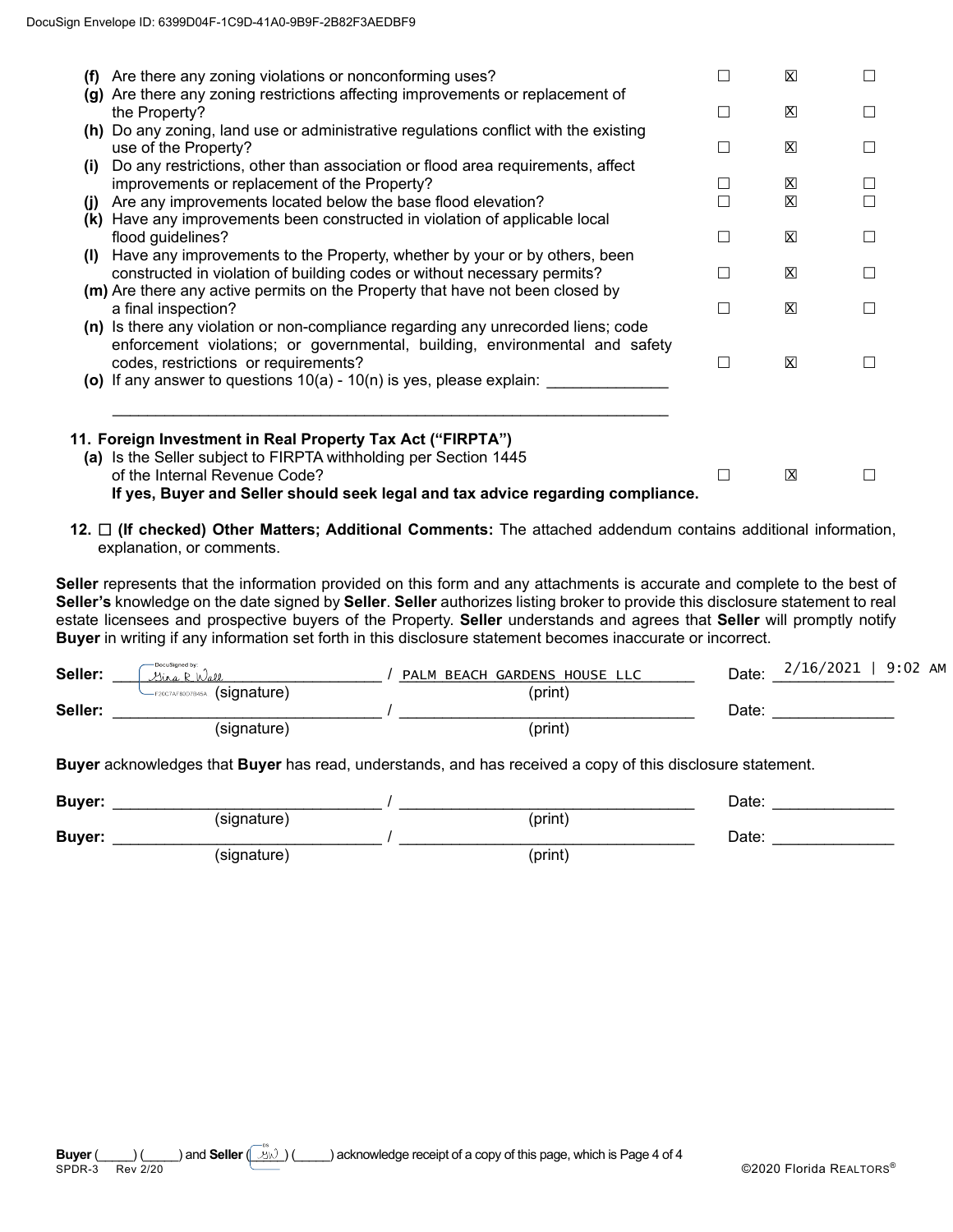| | | | |
|---|---|---|---|
| **(f)** Are there any zoning violations or nonconforming uses? | ☐ | ☒ | ☐ |
| **(g)** Are there any zoning restrictions affecting improvements or replacement of the Property? | ☐ | ☒ | ☐ |
| **(h)** Do any zoning, land use or administrative regulations conflict with the existing use of the Property? | ☐ | ☒ | ☐ |
| **(i)** Do any restrictions, other than association or flood area requirements, affect improvements or replacement of the Property? | ☐ | ☒ | ☐ |
| **(j)** Are any improvements located below the base flood elevation? | ☐ | ☒ | ☐ |
| **(k)** Have any improvements been constructed in violation of applicable local flood guidelines? | ☐ | ☒ | ☐ |
| **(l)** Have any improvements to the Property, whether by your or by others, been constructed in violation of building codes or without necessary permits? | ☐ | ☒ | ☐ |
| **(m)** Are there any active permits on the Property that have not been closed by a final inspection? | ☐ | ☒ | ☐ |
| **(n)** Is there any violation or non-compliance regarding any unrecorded liens; code enforcement violations; or governmental, building, environmental and safety codes, restrictions or requirements? | ☐ | ☒ | ☐ |

**(o)** If any answer to questions 10(a) - 10(n) is yes, please explain: ______________

_______________________________________________________________

**11. Foreign Investment in Real Property Tax Act ("FIRPTA")**

| | | | |
|---|---|---|---|
| **(a)** Is the Seller subject to FIRPTA withholding per Section 1445 of the Internal Revenue Code? | ☐ | ☒ | ☐ |

**If yes, Buyer and Seller should seek legal and tax advice regarding compliance.**

**12. ☐ (If checked) Other Matters; Additional Comments:** The attached addendum contains additional information, explanation, or comments.

**Seller** represents that the information provided on this form and any attachments is accurate and complete to the best of **Seller's** knowledge on the date signed by **Seller**. **Seller** authorizes listing broker to provide this disclosure statement to real estate licensees and prospective buyers of the Property. **Seller** understands and agrees that **Seller** will promptly notify **Buyer** in writing if any information set forth in this disclosure statement becomes inaccurate or incorrect.

**Seller:** DocuSigned by: Gina R. Wall F20C7AF80D7B45A (signature) / PALM BEACH GARDENS HOUSE LLC (print) Date: 2/16/2021 | 9:02 AM

**Seller:** ______________________ (signature) / ______________________ (print) Date: ______________

**Buyer** acknowledges that **Buyer** has read, understands, and has received a copy of this disclosure statement.

**Buyer:** ______________________ (signature) / ______________________ (print) Date: ______________

**Buyer:** ______________________ (signature) / ______________________ (print) Date: ______________

**Buyer** (_____) (_____) and **Seller** ( GW ) (_____) acknowledge receipt of a copy of this page, which is Page 4 of 4

SPDR-3 Rev 2/20 ©2020 Florida REALTORS®